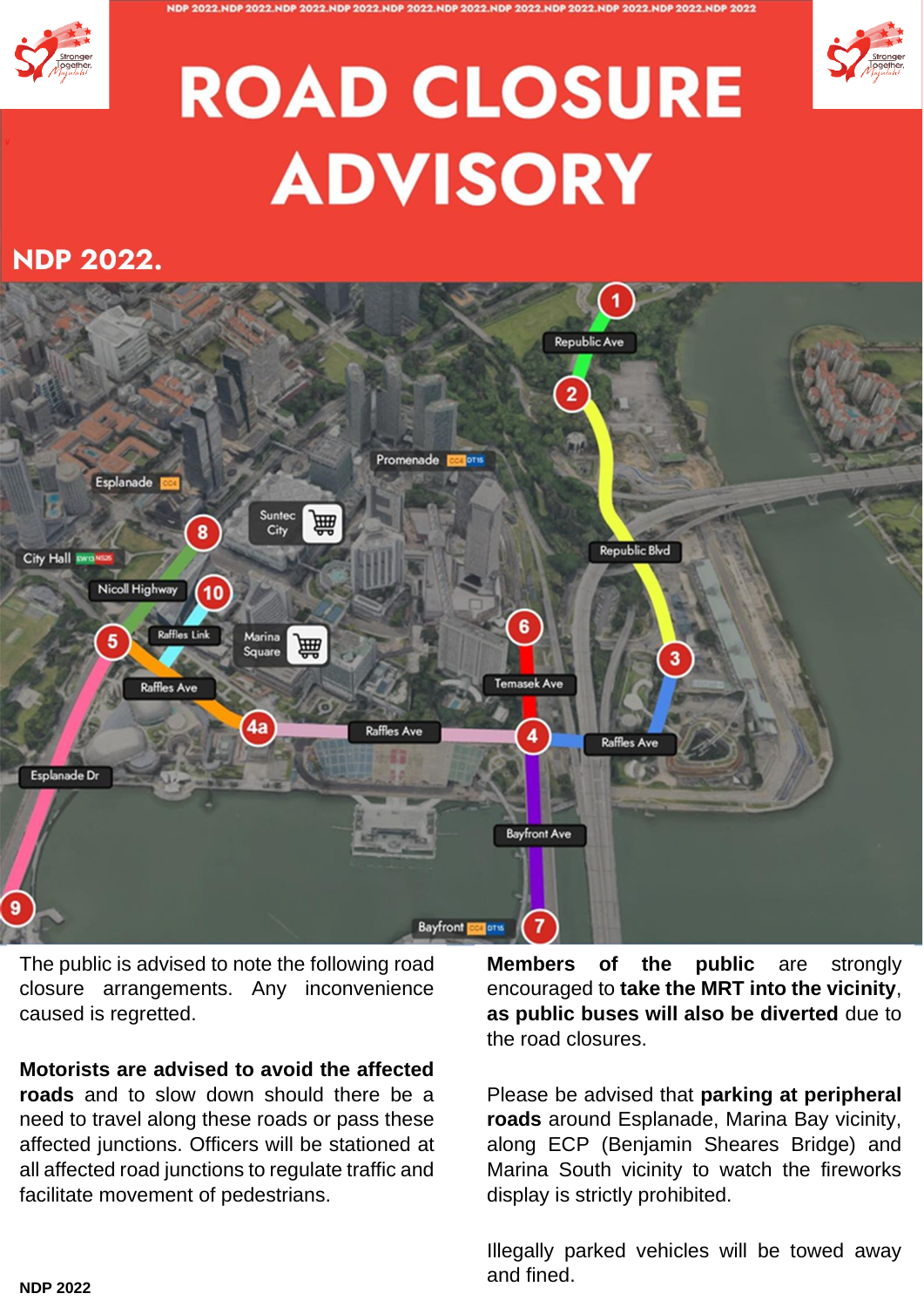# ROAD CLOSURE ADVISORY

## NDP 2022.

The public is advised to note the following road closure arrangements. Any inconvenience caused is regretted.

**Motorists are advised to avoid the affected roads** and to slow down should there be a need to travel along these roads or pass these affected junctions. Officers will be stationed at all affected road junctions to regulate traffic and facilitate movement of pedestrians.

**Members of the public** are strongly encouraged to **take the MRT into the vicinity**, **as public buses will also be diverted** due to the road closures.

Please be advised that **parking at peripheral roads** around Esplanade, Marina Bay vicinity, along ECP (Benjamin Sheares Bridge) and Marina South vicinity to watch the fireworks display is strictly prohibited.

Illegally parked vehicles will be towed away and fined.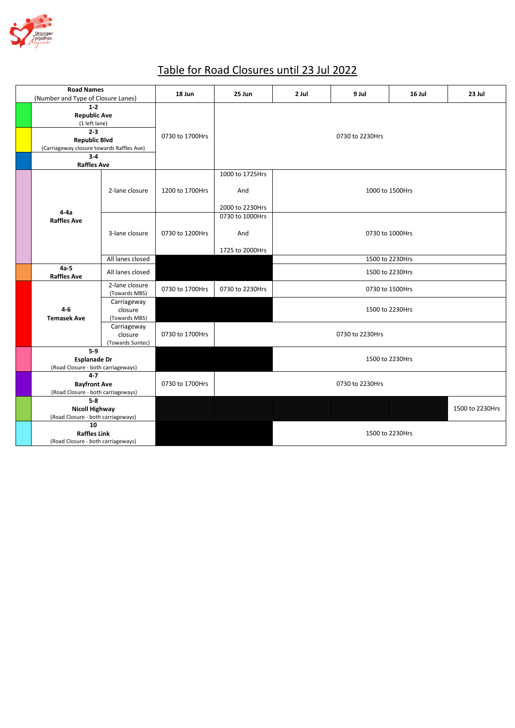# Table for Road Closures until 23 Jul 2022

| Road Names (Number and Type of Closure Lanes) | | 18 Jun | 25 Jun | 2 Jul | 9 Jul | 16 Jul | 23 Jul |
|---|---|---|---|---|---|---|---|
| **1-2 Republic Ave** (1 left lane) | | 0730 to 1700Hrs | 0730 to 2230Hrs | | | | |
| **2-3 Republic Blvd** (Carriageway closure towards Raffles Ave) | | 0730 to 1700Hrs | 0730 to 2230Hrs | | | | |
| **3-4 Raffles Ave** | | 0730 to 1700Hrs | 0730 to 2230Hrs | | | | |
| **4-4a Raffles Ave** | 2-lane closure | 1200 to 1700Hrs | 1000 to 1725Hrs And 2000 to 2230Hrs | 1000 to 1500Hrs | | | |
| | 3-lane closure | 0730 to 1200Hrs | 0730 to 1000Hrs And 1725 to 2000Hrs | 0730 to 1000Hrs | | | |
| | All lanes closed | | | 1500 to 2230Hrs | | | |
| **4a-5 Raffles Ave** | All lanes closed | | | 1500 to 2230Hrs | | | |
| **4-6 Temasek Ave** | 2-lane closure (Towards MBS) | 0730 to 1700Hrs | 0730 to 2230Hrs | 0730 to 1500Hrs | | | |
| | Carriageway closure (Towards MBS) | | | 1500 to 2230Hrs | | | |
| | Carriageway closure (Towards Suntec) | 0730 to 1700Hrs | 0730 to 2230Hrs | | | | |
| **5-9 Esplanade Dr** (Road Closure - both carriageways) | | | | 1500 to 2230Hrs | | | |
| **4-7 Bayfront Ave** (Road Closure - both carriageways) | | 0730 to 1700Hrs | 0730 to 2230Hrs | | | | |
| **5-8 Nicoll Highway** (Road Closure - both carriageways) | | | | | | | 1500 to 2230Hrs |
| **10 Raffles Link** (Road Closure - both carriageways) | | | | 1500 to 2230Hrs | | | |